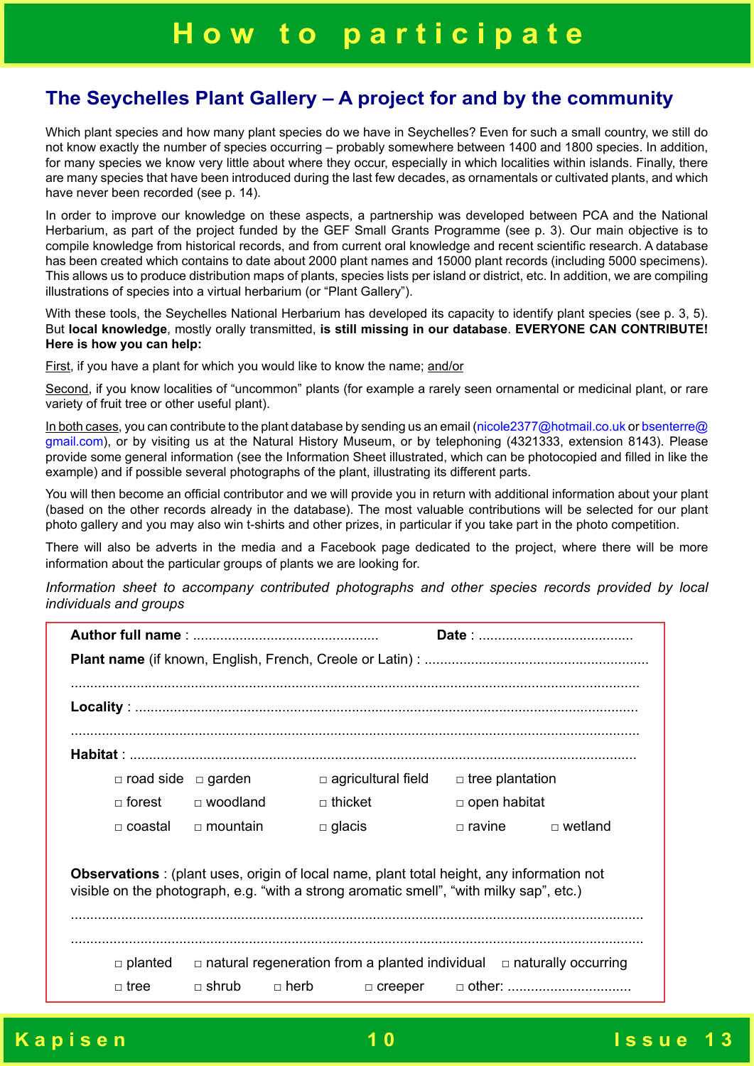# How to participate

## The Seychelles Plant Gallery – A project for and by the community

Which plant species and how many plant species do we have in Seychelles? Even for such a small country, we still do not know exactly the number of species occurring – probably somewhere between 1400 and 1800 species. In addition, for many species we know very little about where they occur, especially in which localities within islands. Finally, there are many species that have been introduced during the last few decades, as ornamentals or cultivated plants, and which have never been recorded (see p. 14).

In order to improve our knowledge on these aspects, a partnership was developed between PCA and the National Herbarium, as part of the project funded by the GEF Small Grants Programme (see p. 3). Our main objective is to compile knowledge from historical records, and from current oral knowledge and recent scientific research. A database has been created which contains to date about 2000 plant names and 15000 plant records (including 5000 specimens). This allows us to produce distribution maps of plants, species lists per island or district, etc. In addition, we are compiling illustrations of species into a virtual herbarium (or "Plant Gallery").

With these tools, the Seychelles National Herbarium has developed its capacity to identify plant species (see p. 3, 5). But **local knowledge**, mostly orally transmitted, **is still missing in our database**. **EVERYONE CAN CONTRIBUTE! Here is how you can help:**

First, if you have a plant for which you would like to know the name; and/or

Second, if you know localities of "uncommon" plants (for example a rarely seen ornamental or medicinal plant, or rare variety of fruit tree or other useful plant).

In both cases, you can contribute to the plant database by sending us an email (nicole2377@hotmail.co.uk or bsenterre@gmail.com), or by visiting us at the Natural History Museum, or by telephoning (4321333, extension 8143). Please provide some general information (see the Information Sheet illustrated, which can be photocopied and filled in like the example) and if possible several photographs of the plant, illustrating its different parts.

You will then become an official contributor and we will provide you in return with additional information about your plant (based on the other records already in the database). The most valuable contributions will be selected for our plant photo gallery and you may also win t-shirts and other prizes, in particular if you take part in the photo competition.

There will also be adverts in the media and a Facebook page dedicated to the project, where there will be more information about the particular groups of plants we are looking for.

*Information sheet to accompany contributed photographs and other species records provided by local individuals and groups*

**Author full name** : ............................................... **Date** : .......................................

**Plant name** (if known, English, French, Creole or Latin) : .........................................................

.................................................................................................................................................

**Locality** : ...................................................................................................................................

.................................................................................................................................................

**Habitat** : ....................................................................................................................................

□ road side □ garden □ agricultural field □ tree plantation

□ forest □ woodland □ thicket □ open habitat

□ coastal □ mountain □ glacis □ ravine □ wetland

**Observations** : (plant uses, origin of local name, plant total height, any information not visible on the photograph, e.g. "with a strong aromatic smell", "with milky sap", etc.)

.................................................................................................................................................

.................................................................................................................................................

□ planted □ natural regeneration from a planted individual □ naturally occurring

□ tree □ shrub □ herb □ creeper □ other: ................................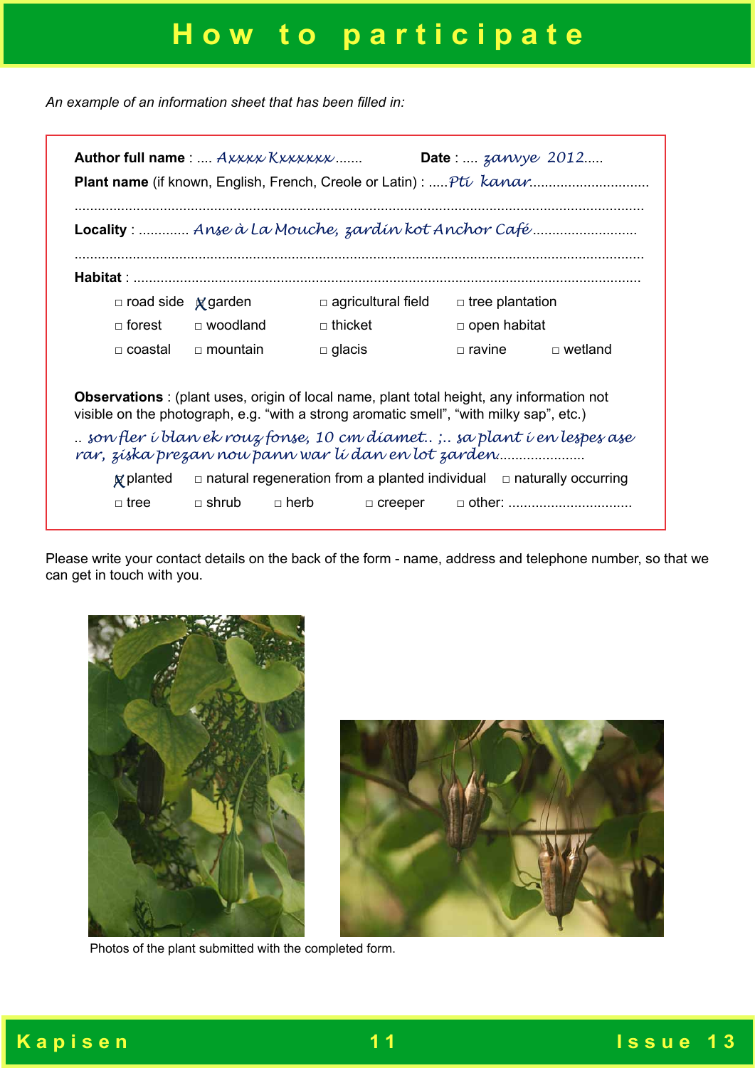# How to participate

*An example of an information sheet that has been filled in:*

**Author full name** : .... *Axxxx Kxxxxxx*.......  **Date** : .... *zanvye 2012*.....

**Plant name** (if known, English, French, Creole or Latin) : .....*Pti kanar*..............................

.................................................................................................................................................

**Locality** : ............. *Anse à La Mouche, zardin kot Anchor Café*..........................

.................................................................................................................................................

**Habitat** : .................................................................................................................................

- □ road side  ☒ garden  □ agricultural field  □ tree plantation
- □ forest  □ woodland  □ thicket  □ open habitat
- □ coastal  □ mountain  □ glacis  □ ravine  □ wetland

**Observations** : (plant uses, origin of local name, plant total height, any information not visible on the photograph, e.g. "with a strong aromatic smell", "with milky sap", etc.)

.. *son fler i blan ek rouz fonse, 10 cm diamet.. ;.. sa plant i en lespes ase rar, ziska prezan nou pann war li dan en lot zarden*......................

- ☒ planted  □ natural regeneration from a planted individual  □ naturally occurring
- □ tree  □ shrub  □ herb  □ creeper  □ other: ................................

Please write your contact details on the back of the form - name, address and telephone number, so that we can get in touch with you.

Photos of the plant submitted with the completed form.